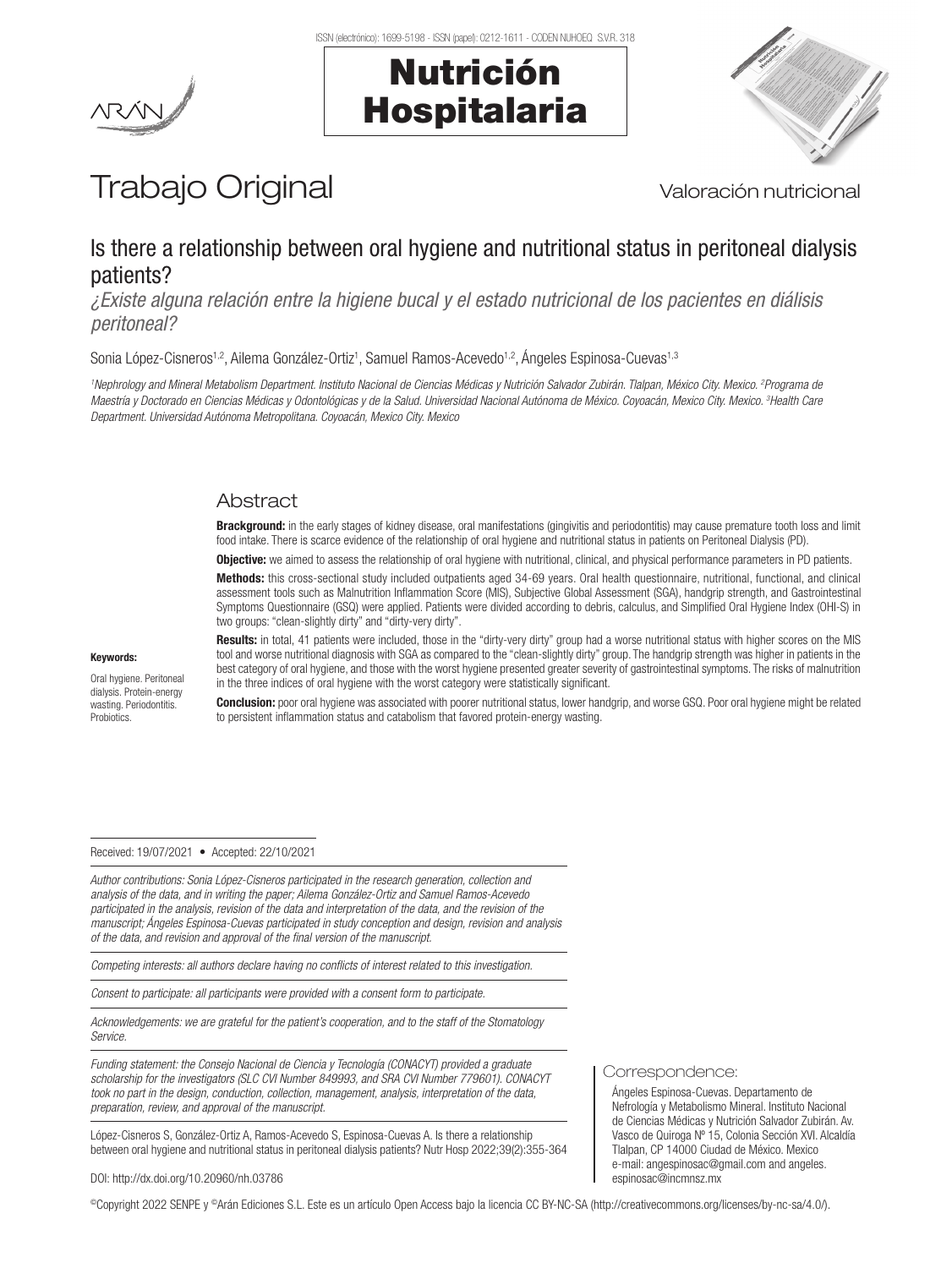Trabajo Original

Valoración nutricional

# Is there a relationship between oral hygiene and nutritional status in peritoneal dialysis patients?

*¿Existe alguna relación entre la higiene bucal y el estado nutricional de los pacientes en diálisis peritoneal?*

Sonia López-Cisneros[1,2], Ailema González-Ortiz[1], Samuel Ramos-Acevedo[1,2], Ángeles Espinosa-Cuevas[1,3]

*[1]Nephrology and Mineral Metabolism Department. Instituto Nacional de Ciencias Médicas y Nutrición Salvador Zubirán. Tlalpan, México City. Mexico. [2]Programa de Maestría y Doctorado en Ciencias Médicas y Odontológicas y de la Salud. Universidad Nacional Autónoma de México. Coyoacán, Mexico City. Mexico. [3]Health Care Department. Universidad Autónoma Metropolitana. Coyoacán, Mexico City. Mexico*

## Abstract

**Brackground:** in the early stages of kidney disease, oral manifestations (gingivitis and periodontitis) may cause premature tooth loss and limit food intake. There is scarce evidence of the relationship of oral hygiene and nutritional status in patients on Peritoneal Dialysis (PD).

**Objective:** we aimed to assess the relationship of oral hygiene with nutritional, clinical, and physical performance parameters in PD patients.

**Methods:** this cross-sectional study included outpatients aged 34-69 years. Oral health questionnaire, nutritional, functional, and clinical assessment tools such as Malnutrition Inflammation Score (MIS), Subjective Global Assessment (SGA), handgrip strength, and Gastrointestinal Symptoms Questionnaire (GSQ) were applied. Patients were divided according to debris, calculus, and Simplified Oral Hygiene Index (OHI-S) in two groups: "clean-slightly dirty" and "dirty-very dirty".

**Results:** in total, 41 patients were included, those in the "dirty-very dirty" group had a worse nutritional status with higher scores on the MIS tool and worse nutritional diagnosis with SGA as compared to the "clean-slightly dirty" group. The handgrip strength was higher in patients in the best category of oral hygiene, and those with the worst hygiene presented greater severity of gastrointestinal symptoms. The risks of malnutrition in the three indices of oral hygiene with the worst category were statistically significant.

**Conclusion:** poor oral hygiene was associated with poorer nutritional status, lower handgrip, and worse GSQ. Poor oral hygiene might be related to persistent inflammation status and catabolism that favored protein-energy wasting.

**Keywords:**

Oral hygiene. Peritoneal dialysis. Protein-energy wasting. Periodontitis. Probiotics.

Received: 19/07/2021 • Accepted: 22/10/2021

*Author contributions: Sonia López-Cisneros participated in the research generation, collection and analysis of the data, and in writing the paper; Ailema González-Ortiz and Samuel Ramos-Acevedo participated in the analysis, revision of the data and interpretation of the data, and the revision of the manuscript; Ángeles Espinosa-Cuevas participated in study conception and design, revision and analysis of the data, and revision and approval of the final version of the manuscript.*

*Competing interests: all authors declare having no conflicts of interest related to this investigation.*

*Consent to participate: all participants were provided with a consent form to participate.*

*Acknowledgements: we are grateful for the patient's cooperation, and to the staff of the Stomatology Service.*

*Funding statement: the Consejo Nacional de Ciencia y Tecnología (CONACYT) provided a graduate scholarship for the investigators (SLC CVI Number 849993, and SRA CVI Number 779601). CONACYT took no part in the design, conduction, collection, management, analysis, interpretation of the data, preparation, review, and approval of the manuscript.*

López-Cisneros S, González-Ortiz A, Ramos-Acevedo S, Espinosa-Cuevas A. Is there a relationship between oral hygiene and nutritional status in peritoneal dialysis patients? Nutr Hosp 2022;39(2):355-364

DOI: http://dx.doi.org/10.20960/nh.03786

**Correspondence:**

Ángeles Espinosa-Cuevas. Departamento de Nefrología y Metabolismo Mineral. Instituto Nacional de Ciencias Médicas y Nutrición Salvador Zubirán. Av. Vasco de Quiroga Nº 15, Colonia Sección XVI. Alcaldía Tlalpan, CP 14000 Ciudad de México. Mexico
e-mail: angespinosac@gmail.com and angeles.espinosac@incmnsz.mx

©Copyright 2022 SENPE y ©Arán Ediciones S.L. Este es un artículo Open Access bajo la licencia CC BY-NC-SA (http://creativecommons.org/licenses/by-nc-sa/4.0/).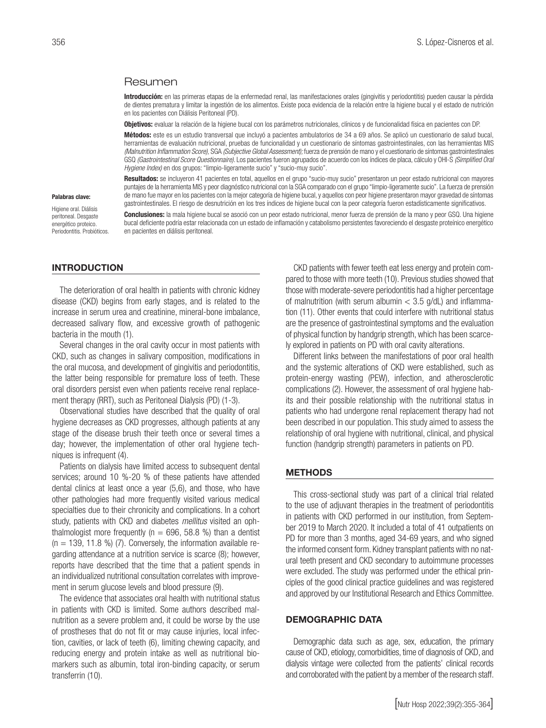## Resumen

**Introducción:** en las primeras etapas de la enfermedad renal, las manifestaciones orales (gingivitis y periodontitis) pueden causar la pérdida de dientes prematura y limitar la ingestión de los alimentos. Existe poca evidencia de la relación entre la higiene bucal y el estado de nutrición en los pacientes con Diálisis Peritoneal (PD).

**Objetivos:** evaluar la relación de la higiene bucal con los parámetros nutricionales, clínicos y de funcionalidad física en pacientes con DP.

**Métodos:** este es un estudio transversal que incluyó a pacientes ambulatorios de 34 a 69 años. Se aplicó un cuestionario de salud bucal, herramientas de evaluación nutricional, pruebas de funcionalidad y un cuestionario de síntomas gastrointestinales, con las herramientas MIS *(Malnutrition Inflammation Score)*, SGA *(Subjective Global Assessment)*; fuerza de prensión de mano y el cuestionario de síntomas gastrointestinales GSQ *(Gastrointestinal Score Questionnaire)*. Los pacientes fueron agrupados de acuerdo con los índices de placa, cálculo y OHI-S *(Simplified Oral Hygiene Index)* en dos grupos: "limpio-ligeramente sucio" y "sucio-muy sucio".

**Resultados:** se incluyeron 41 pacientes en total, aquellos en el grupo "sucio-muy sucio" presentaron un peor estado nutricional con mayores puntajes de la herramienta MIS y peor diagnóstico nutricional con la SGA comparado con el grupo "limpio-ligeramente sucio". La fuerza de prensión de mano fue mayor en los pacientes con la mejor categoría de higiene bucal, y aquellos con peor higiene presentaron mayor gravedad de síntomas gastrointestinales. El riesgo de desnutrición en los tres índices de higiene bucal con la peor categoría fueron estadísticamente significativos.

**Conclusiones:** la mala higiene bucal se asoció con un peor estado nutricional, menor fuerza de prensión de la mano y peor GSQ. Una higiene bucal deficiente podría estar relacionada con un estado de inflamación y catabolismo persistentes favoreciendo el desgaste proteínico energético en pacientes en diálisis peritoneal.

**Palabras clave:**

Higiene oral. Diálisis peritoneal. Desgaste energético proteico. Periodontitis. Probióticos.

## INTRODUCTION

The deterioration of oral health in patients with chronic kidney disease (CKD) begins from early stages, and is related to the increase in serum urea and creatinine, mineral-bone imbalance, decreased salivary flow, and excessive growth of pathogenic bacteria in the mouth (1).

Several changes in the oral cavity occur in most patients with CKD, such as changes in salivary composition, modifications in the oral mucosa, and development of gingivitis and periodontitis, the latter being responsible for premature loss of teeth. These oral disorders persist even when patients receive renal replacement therapy (RRT), such as Peritoneal Dialysis (PD) (1-3).

Observational studies have described that the quality of oral hygiene decreases as CKD progresses, although patients at any stage of the disease brush their teeth once or several times a day; however, the implementation of other oral hygiene techniques is infrequent (4).

Patients on dialysis have limited access to subsequent dental services; around 10 %-20 % of these patients have attended dental clinics at least once a year (5,6), and those, who have other pathologies had more frequently visited various medical specialties due to their chronicity and complications. In a cohort study, patients with CKD and diabetes *mellitus* visited an ophthalmologist more frequently (n = 696, 58.8 %) than a dentist (n = 139, 11.8 %) (7). Conversely, the information available regarding attendance at a nutrition service is scarce (8); however, reports have described that the time that a patient spends in an individualized nutritional consultation correlates with improvement in serum glucose levels and blood pressure (9).

The evidence that associates oral health with nutritional status in patients with CKD is limited. Some authors described malnutrition as a severe problem and, it could be worse by the use of prostheses that do not fit or may cause injuries, local infection, cavities, or lack of teeth (6), limiting chewing capacity, and reducing energy and protein intake as well as nutritional biomarkers such as albumin, total iron-binding capacity, or serum transferrin (10).

CKD patients with fewer teeth eat less energy and protein compared to those with more teeth (10). Previous studies showed that those with moderate-severe periodontitis had a higher percentage of malnutrition (with serum albumin < 3.5 g/dL) and inflammation (11). Other events that could interfere with nutritional status are the presence of gastrointestinal symptoms and the evaluation of physical function by handgrip strength, which has been scarcely explored in patients on PD with oral cavity alterations.

Different links between the manifestations of poor oral health and the systemic alterations of CKD were established, such as protein-energy wasting (PEW), infection, and atherosclerotic complications (2). However, the assessment of oral hygiene habits and their possible relationship with the nutritional status in patients who had undergone renal replacement therapy had not been described in our population. This study aimed to assess the relationship of oral hygiene with nutritional, clinical, and physical function (handgrip strength) parameters in patients on PD.

## METHODS

This cross-sectional study was part of a clinical trial related to the use of adjuvant therapies in the treatment of periodontitis in patients with CKD performed in our institution, from September 2019 to March 2020. It included a total of 41 outpatients on PD for more than 3 months, aged 34-69 years, and who signed the informed consent form. Kidney transplant patients with no natural teeth present and CKD secondary to autoimmune processes were excluded. The study was performed under the ethical principles of the good clinical practice guidelines and was registered and approved by our Institutional Research and Ethics Committee.

## DEMOGRAPHIC DATA

Demographic data such as age, sex, education, the primary cause of CKD, etiology, comorbidities, time of diagnosis of CKD, and dialysis vintage were collected from the patients' clinical records and corroborated with the patient by a member of the research staff.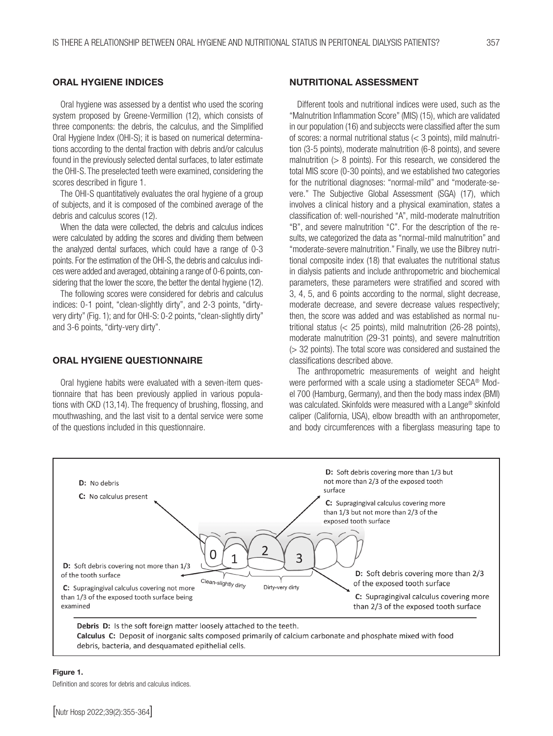## ORAL HYGIENE INDICES

Oral hygiene was assessed by a dentist who used the scoring system proposed by Greene-Vermillion (12), which consists of three components: the debris, the calculus, and the Simplified Oral Hygiene Index (OHI-S); it is based on numerical determinations according to the dental fraction with debris and/or calculus found in the previously selected dental surfaces, to later estimate the OHI-S. The preselected teeth were examined, considering the scores described in figure 1.

The OHI-S quantitatively evaluates the oral hygiene of a group of subjects, and it is composed of the combined average of the debris and calculus scores (12).

When the data were collected, the debris and calculus indices were calculated by adding the scores and dividing them between the analyzed dental surfaces, which could have a range of 0-3 points. For the estimation of the OHI-S, the debris and calculus indices were added and averaged, obtaining a range of 0-6 points, considering that the lower the score, the better the dental hygiene (12).

The following scores were considered for debris and calculus indices: 0-1 point, "clean-slightly dirty", and 2-3 points, "dirty-very dirty" (Fig. 1); and for OHI-S: 0-2 points, "clean-slightly dirty" and 3-6 points, "dirty-very dirty".

## ORAL HYGIENE QUESTIONNAIRE

Oral hygiene habits were evaluated with a seven-item questionnaire that has been previously applied in various populations with CKD (13,14). The frequency of brushing, flossing, and mouthwashing, and the last visit to a dental service were some of the questions included in this questionnaire.

## NUTRITIONAL ASSESSMENT

Different tools and nutritional indices were used, such as the "Malnutrition Inflammation Score" (MIS) (15), which are validated in our population (16) and subjeccts were classified after the sum of scores: a normal nutritional status (< 3 points), mild malnutrition (3-5 points), moderate malnutrition (6-8 points), and severe malnutrition (> 8 points). For this research, we considered the total MIS score (0-30 points), and we established two categories for the nutritional diagnoses: "normal-mild" and "moderate-severe." The Subjective Global Assessment (SGA) (17), which involves a clinical history and a physical examination, states a classification of: well-nourished "A", mild-moderate malnutrition "B", and severe malnutrition "C". For the description of the results, we categorized the data as "normal-mild malnutrition" and "moderate-severe malnutrition." Finally, we use the Bilbrey nutritional composite index (18) that evaluates the nutritional status in dialysis patients and include anthropometric and biochemical parameters, these parameters were stratified and scored with 3, 4, 5, and 6 points according to the normal, slight decrease, moderate decrease, and severe decrease values respectively; then, the score was added and was established as normal nutritional status (< 25 points), mild malnutrition (26-28 points), moderate malnutrition (29-31 points), and severe malnutrition (> 32 points). The total score was considered and sustained the classifications described above.

The anthropometric measurements of weight and height were performed with a scale using a stadiometer SECA® Model 700 (Hamburg, Germany), and then the body mass index (BMI) was calculated. Skinfolds were measured with a Lange® skinfold caliper (California, USA), elbow breadth with an anthropometer, and body circumferences with a fiberglass measuring tape to

0 — D: No debris. C: No calculus present.

1 — D: Soft debris covering not more than 1/3 of the tooth surface. C: Supragingival calculus covering not more than 1/3 of the exposed tooth surface being examined.

2 — D: Soft debris covering more than 1/3 but not more than 2/3 of the exposed tooth surface. C: Supragingival calculus covering more than 1/3 but not more than 2/3 of the exposed tooth surface.

3 — D: Soft debris covering more than 2/3 of the exposed tooth surface. C: Supragingival calculus covering more than 2/3 of the exposed tooth surface.

0-1: Clean-slightly dirty; 2-3: Dirty-very dirty.

Debris D: Is the soft foreign matter loosely attached to the teeth.
Calculus C: Deposit of inorganic salts composed primarily of calcium carbonate and phosphate mixed with food debris, bacteria, and desquamated epithelial cells.

**Figure 1.**

Definition and scores for debris and calculus indices.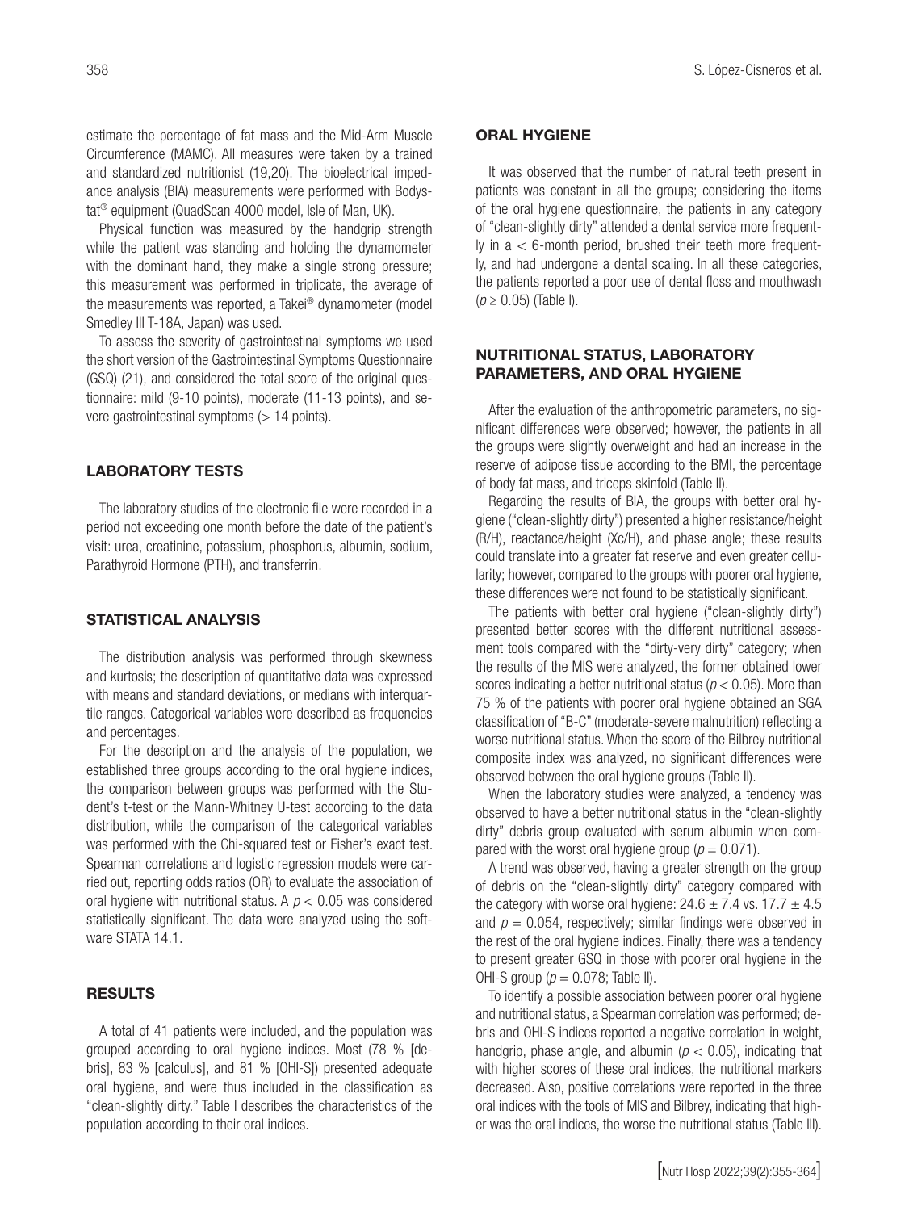estimate the percentage of fat mass and the Mid-Arm Muscle Circumference (MAMC). All measures were taken by a trained and standardized nutritionist (19,20). The bioelectrical impedance analysis (BIA) measurements were performed with Bodystat® equipment (QuadScan 4000 model, Isle of Man, UK).

Physical function was measured by the handgrip strength while the patient was standing and holding the dynamometer with the dominant hand, they make a single strong pressure; this measurement was performed in triplicate, the average of the measurements was reported, a Takei® dynamometer (model Smedley III T-18A, Japan) was used.

To assess the severity of gastrointestinal symptoms we used the short version of the Gastrointestinal Symptoms Questionnaire (GSQ) (21), and considered the total score of the original questionnaire: mild (9-10 points), moderate (11-13 points), and severe gastrointestinal symptoms (> 14 points).

## LABORATORY TESTS

The laboratory studies of the electronic file were recorded in a period not exceeding one month before the date of the patient's visit: urea, creatinine, potassium, phosphorus, albumin, sodium, Parathyroid Hormone (PTH), and transferrin.

## STATISTICAL ANALYSIS

The distribution analysis was performed through skewness and kurtosis; the description of quantitative data was expressed with means and standard deviations, or medians with interquartile ranges. Categorical variables were described as frequencies and percentages.

For the description and the analysis of the population, we established three groups according to the oral hygiene indices, the comparison between groups was performed with the Student's t-test or the Mann-Whitney U-test according to the data distribution, while the comparison of the categorical variables was performed with the Chi-squared test or Fisher's exact test. Spearman correlations and logistic regression models were carried out, reporting odds ratios (OR) to evaluate the association of oral hygiene with nutritional status. A $p < 0.05$ was considered statistically significant. The data were analyzed using the software STATA 14.1.

## RESULTS

A total of 41 patients were included, and the population was grouped according to oral hygiene indices. Most (78 % [debris], 83 % [calculus], and 81 % [OHI-S]) presented adequate oral hygiene, and were thus included in the classification as "clean-slightly dirty." Table I describes the characteristics of the population according to their oral indices.

## ORAL HYGIENE

It was observed that the number of natural teeth present in patients was constant in all the groups; considering the items of the oral hygiene questionnaire, the patients in any category of "clean-slightly dirty" attended a dental service more frequently in a < 6-month period, brushed their teeth more frequently, and had undergone a dental scaling. In all these categories, the patients reported a poor use of dental floss and mouthwash ($p \geq 0.05$) (Table I).

## NUTRITIONAL STATUS, LABORATORY PARAMETERS, AND ORAL HYGIENE

After the evaluation of the anthropometric parameters, no significant differences were observed; however, the patients in all the groups were slightly overweight and had an increase in the reserve of adipose tissue according to the BMI, the percentage of body fat mass, and triceps skinfold (Table II).

Regarding the results of BIA, the groups with better oral hygiene ("clean-slightly dirty") presented a higher resistance/height (R/H), reactance/height (Xc/H), and phase angle; these results could translate into a greater fat reserve and even greater cellularity; however, compared to the groups with poorer oral hygiene, these differences were not found to be statistically significant.

The patients with better oral hygiene ("clean-slightly dirty") presented better scores with the different nutritional assessment tools compared with the "dirty-very dirty" category; when the results of the MIS were analyzed, the former obtained lower scores indicating a better nutritional status ($p < 0.05$). More than 75 % of the patients with poorer oral hygiene obtained an SGA classification of "B-C" (moderate-severe malnutrition) reflecting a worse nutritional status. When the score of the Bilbrey nutritional composite index was analyzed, no significant differences were observed between the oral hygiene groups (Table II).

When the laboratory studies were analyzed, a tendency was observed to have a better nutritional status in the "clean-slightly dirty" debris group evaluated with serum albumin when compared with the worst oral hygiene group ($p = 0.071$).

A trend was observed, having a greater strength on the group of debris on the "clean-slightly dirty" category compared with the category with worse oral hygiene: $24.6 \pm 7.4$ vs. $17.7 \pm 4.5$ and $p = 0.054$, respectively; similar findings were observed in the rest of the oral hygiene indices. Finally, there was a tendency to present greater GSQ in those with poorer oral hygiene in the OHI-S group ($p = 0.078$; Table II).

To identify a possible association between poorer oral hygiene and nutritional status, a Spearman correlation was performed; debris and OHI-S indices reported a negative correlation in weight, handgrip, phase angle, and albumin ($p < 0.05$), indicating that with higher scores of these oral indices, the nutritional markers decreased. Also, positive correlations were reported in the three oral indices with the tools of MIS and Bilbrey, indicating that higher was the oral indices, the worse the nutritional status (Table III).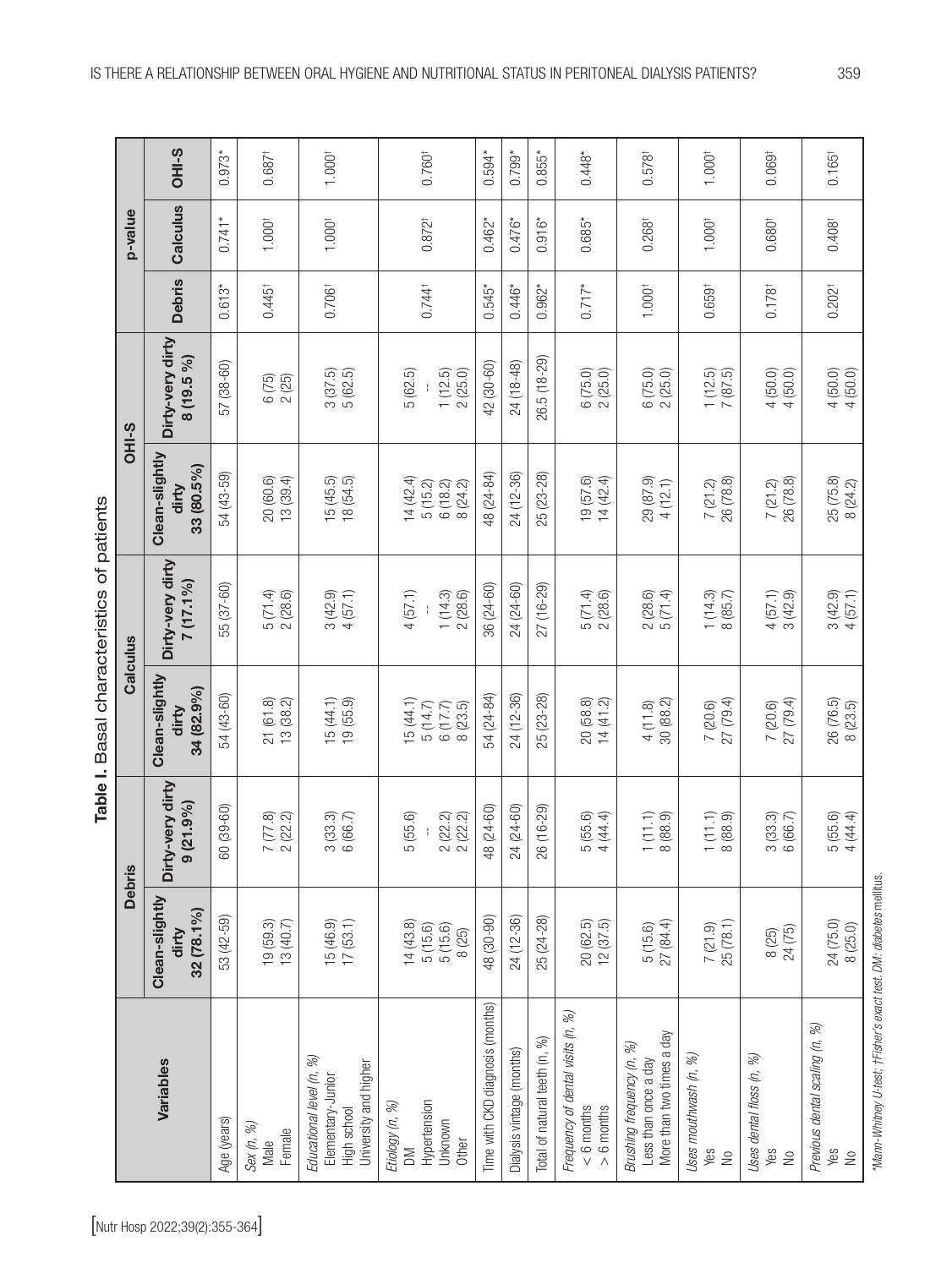**Table I.** Basal characteristics of patients

| Variables | Debris | | Calculus | | OHI-S | | p-value | | |
|---|---|---|---|---|---|---|---|---|---|
| | Clean-slightly dirty 32 (78.1%) | Dirty-very dirty 9 (21.9%) | Clean-slightly dirty 34 (82.9%) | Dirty-very dirty 7 (17.1%) | Clean-slightly dirty 33 (80.5%) | Dirty-very dirty 8 (19.5 %) | Debris | Calculus | OHI-S |
| Age (years) | 53 (42-59) | 60 (39-60) | 54 (43-60) | 55 (37-60) | 54 (43-59) | 57 (38-60) | 0.613* | 0.741* | 0.973* |
| *Sex (n, %)* | | | | | | | 0.445† | 1.000† | 0.687† |
| Male | 19 (59.3) | 7 (77.8) | 21 (61.8) | 5 (71.4) | 20 (60.6) | 6 (75) | | | |
| Female | 13 (40.7) | 2 (22.2) | 13 (38.2) | 2 (28.6) | 13 (39.4) | 2 (25) | | | |
| *Educational level (n, %)* | | | | | | | 0.706† | 1.000† | 1.000† |
| Elementary-Junior High school | 15 (46.9) | 3 (33.3) | 15 (44.1) | 3 (42.9) | 15 (45.5) | 3 (37.5) | | | |
| University and higher | 17 (53.1) | 6 (66.7) | 19 (55.9) | 4 (57.1) | 18 (54.5) | 5 (62.5) | | | |
| *Etiology (n, %)* | | | | | | | 0.744† | 0.872† | 0.760† |
| DM | 14 (43.8) | 5 (55.6) | 15 (44.1) | 4 (57.1) | 14 (42.4) | 5 (62.5) | | | |
| Hypertension | 5 (15.6) | -- | 5 (14.7) | -- | 5 (15.2) | -- | | | |
| Unknown | 5 (15.6) | 2 (22.2) | 6 (17.7) | 1 (14.3) | 6 (18.2) | 1 (12.5) | | | |
| Other | 8 (25) | 2 (22.2) | 8 (23.5) | 2 (28.6) | 8 (24.2) | 2 (25.0) | | | |
| Time with CKD diagnosis (months) | 48 (30-90) | 48 (24-60) | 54 (24-84) | 36 (24-60) | 48 (24-84) | 42 (30-60) | 0.545* | 0.462* | 0.594* |
| Dialysis vintage (months) | 24 (12-36) | 24 (24-60) | 24 (12-36) | 24 (24-60) | 24 (12-36) | 24 (18-48) | 0.446* | 0.476* | 0.799* |
| Total of natural teeth (n, %) | 25 (24-28) | 26 (16-29) | 25 (23-28) | 27 (16-29) | 25 (23-28) | 26.5 (18-29) | 0.962* | 0.916* | 0.855* |
| *Frequency of dental visits (n, %)* | | | | | | | 0.717* | 0.685* | 0.448* |
| < 6 months | 20 (62.5) | 5 (55.6) | 20 (58.8) | 5 (71.4) | 19 (57.6) | 6 (75.0) | | | |
| > 6 months | 12 (37.5) | 4 (44.4) | 14 (41.2) | 2 (28.6) | 14 (42.4) | 2 (25.0) | | | |
| *Brushing frequency (n, %)* | | | | | | | 1.000† | 0.268† | 0.578† |
| Less than once a day | 5 (15.6) | 1 (11.1) | 4 (11.8) | 2 (28.6) | 29 (87.9) | 6 (75.0) | | | |
| More than two times a day | 27 (84.4) | 8 (88.9) | 30 (88.2) | 5 (71.4) | 4 (12.1) | 2 (25.0) | | | |
| *Uses mouthwash (n, %)* | | | | | | | 0.659† | 1.000† | 1.000† |
| Yes | 7 (21.9) | 1 (11.1) | 7 (20.6) | 1 (14.3) | 7 (21.2) | 1 (12.5) | | | |
| No | 25 (78.1) | 8 (88.9) | 27 (79.4) | 8 (85.7) | 26 (78.8) | 7 (87.5) | | | |
| *Uses dental floss (n, %)* | | | | | | | 0.178† | 0.680† | 0.069† |
| Yes | 8 (25) | 3 (33.3) | 7 (20.6) | 4 (57.1) | 7 (21.2) | 4 (50.0) | | | |
| No | 24 (75) | 6 (66.7) | 27 (79.4) | 3 (42.9) | 26 (78.8) | 4 (50.0) | | | |
| *Previous dental scaling (n, %)* | | | | | | | 0.202† | 0.408† | 0.165† |
| Yes | 24 (75.0) | 5 (55.6) | 26 (76.5) | 3 (42.9) | 25 (75.8) | 4 (50.0) | | | |
| No | 8 (25.0) | 4 (44.4) | 8 (23.5) | 4 (57.1) | 8 (24.2) | 4 (50.0) | | | |

*Mann-Whitney U-test; †Fisher's exact test. DM: diabetes mellitus.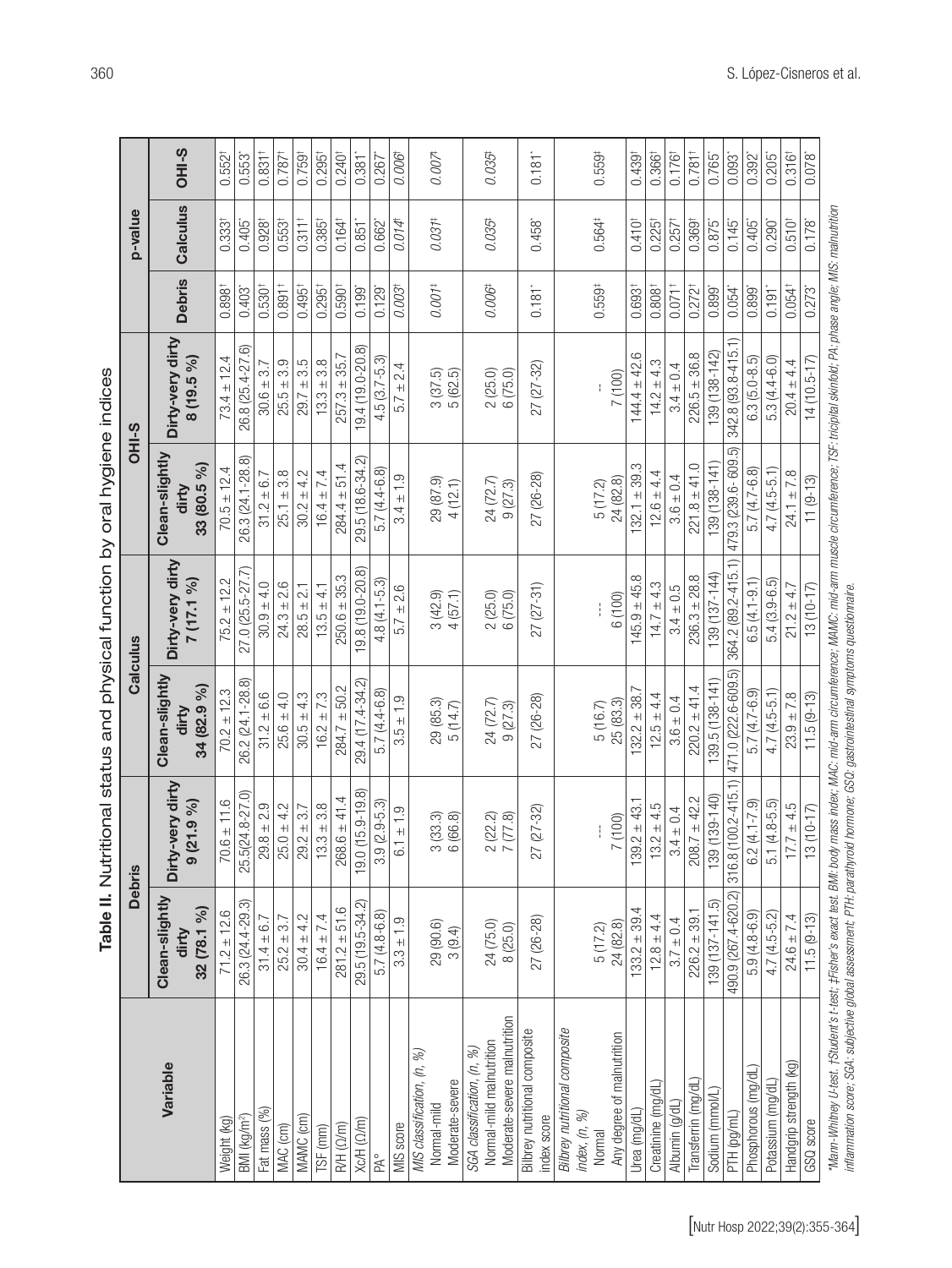**Table II.** Nutritional status and physical function by oral hygiene indices

| Variable | Debris | | Calculus | | OHI-S | | p-value | | |
|---|---|---|---|---|---|---|---|---|---|
| | Clean-slightly dirty 32 (78.1 %) | Dirty-very dirty 9 (21.9 %) | Clean-slightly dirty 34 (82.9 %) | Dirty-very dirty 7 (17.1 %) | Clean-slightly dirty 33 (80.5 %) | Dirty-very dirty 8 (19.5 %) | Debris | Calculus | OHI-S |
| Weight (kg) | 71.2 ± 12.6 | 70.6 ± 11.6 | 70.2 ± 12.3 | 75.2 ± 12.2 | 70.5 ± 12.4 | 73.4 ± 12.4 | 0.898† | 0.333† | 0.552† |
| BMI (kg/m²) | 26.3 (24.4-29.3) | 25.5(24.8-27.0) | 26.2 (24.1-28.8) | 27.0 (25.5-27.7) | 26.3 (24.1-28.8) | 26.8 (25.4-27.6) | 0.403* | 0.405* | 0.553* |
| Fat mass (%) | 31.4 ± 6.7 | 29.8 ± 2.9 | 31.2 ± 6.6 | 30.9 ± 4.0 | 31.2 ± 6.7 | 30.6 ± 3.7 | 0.530† | 0.928† | 0.831† |
| MAC (cm) | 25.2 ± 3.7 | 25.0 ± 4.2 | 25.6 ± 4.0 | 24.3 ± 2.6 | 25.1 ± 3.8 | 25.5 ± 3.9 | 0.891† | 0.553† | 0.787† |
| MAMC (cm) | 30.4 ± 4.2 | 29.2 ± 3.7 | 30.5 ± 4.3 | 28.5 ± 2.1 | 30.2 ± 4.2 | 29.7 ± 3.5 | 0.495† | 0.311† | 0.759† |
| TSF (mm) | 16.4 ± 7.4 | 13.3 ± 3.8 | 16.2 ± 7.3 | 13.5 ± 4.1 | 16.4 ± 7.4 | 13.3 ± 3.8 | 0.295† | 0.385† | 0.295† |
| R/H (Ω/m) | 281.2 ± 51.6 | 268.6 ± 41.4 | 284.7 ± 50.2 | 250.6 ± 35.3 | 284.4 ± 51.4 | 257.3 ± 35.7 | 0.590† | 0.164† | 0.240† |
| XcH (Ω/m) | 29.5 (19.5-34.2) | 19.0 (15.9-19.8) | 29.4 (17.4-34.2) | 19.8 (19.0-20.8) | 29.5 (18.6-34.2) | 19.4 (19.0-20.8) | 0.199* | 0.851* | 0.381* |
| PA° | 5.7 (4.8-6.8) | 3.9 (2.9-5.3) | 5.7 (4.4-6.8) | 4.8 (4.1-5.3) | 5.7 (4.4-6.8) | 4.5 (3.7-5.3) | 0.129* | 0.662* | 0.267* |
| MIS score | 3.3 ± 1.9 | 6.1 ± 1.9 | 3.5 ± 1.9 | 5.7 ± 2.6 | 3.4 ± 1.9 | 5.7 ± 2.4 | *0.003*† | *0.014*† | *0.006*† |
| *MIS classification, (n, %)* | | | | | | | *0.001*‡ | *0.031*‡ | *0.007*‡ |
| Normal-mild | 29 (90.6) | 3 (33.3) | 29 (85.3) | 3 (42.9) | 29 (87.9) | 3 (37.5) | | | |
| Moderate-severe | 3 (9.4) | 6 (66.8) | 5 (14.7) | 4 (57.1) | 4 (12.1) | 5 (62.5) | | | |
| *SGA classification, (n, %)* | | | | | | | *0.006*‡ | *0.035*‡ | *0.035*‡ |
| Normal-mild malnutrition | 24 (75.0) | 2 (22.2) | 24 (72.7) | 2 (25.0) | 24 (72.7) | 2 (25.0) | | | |
| Moderate-severe malnutrition | 8 (25.0) | 7 (77.8) | 9 (27.3) | 6 (75.0) | 9 (27.3) | 6 (75.0) | | | |
| Bilbrey nutritional composite index score | 27 (26-28) | 27 (27-32) | 27 (26-28) | 27 (27-31) | 27 (26-28) | 27 (27-32) | 0.181* | 0.458* | 0.181* |
| *Bilbrey nutritional composite index, (n, %)* | | | | | | | 0.559‡ | 0.564‡ | 0.559‡ |
| Normal | 5 (17.2) | --- | 5 (16.7) | --- | 5 (17.2) | -- | | | |
| Any degree of malnutrition | 24 (82.8) | 7 (100) | 25 (83.3) | 6 (100) | 24 (82.8) | 7 (100) | | | |
| Urea (mg/dL) | 133.2 ± 39.4 | 139.2 ± 43.1 | 132.2 ± 38.7 | 145.9 ± 45.8 | 132.1 ± 39.3 | 144.4 ± 42.6 | 0.693† | 0.410† | 0.439† |
| Creatinine (mg/dL) | 12.8 ± 4.4 | 13.2 ± 4.5 | 12.5 ± 4.4 | 14.7 ± 4.3 | 12.6 ± 4.4 | 14.2 ± 4.3 | 0.808† | 0.225† | 0.366† |
| Albumin (g/dL) | 3.7 ± 0.4 | 3.4 ± 0.4 | 3.6 ± 0.4 | 3.4 ± 0.5 | 3.6 ± 0.4 | 3.4 ± 0.4 | 0.071† | 0.257† | 0.176† |
| Transferrin (mg/dL) | 226.2 ± 39.1 | 208.7 ± 42.2 | 220.2 ± 41.4 | 236.3 ± 28.8 | 221.8 ± 41.0 | 226.5 ± 36.8 | 0.272† | 0.369† | 0.781† |
| Sodium (mmol/L) | 139 (137-141.5) | 139 (139-140) | 139.5 (138-141) | 139 (137-144) | 139 (138-141) | 139 (138-142) | 0.899* | 0.875* | 0.765* |
| PTH (pg/mL) | 490.9 (267.4-620.2) | 316.8 (100.2-415.1) | 471.0 (222.6-609.5) | 364.2 (89.2-415.1) | 479.3 (239.6-609.5) | 342.8 (93.8-415.1) | 0.054* | 0.145* | 0.093* |
| Phosphorous (mg/dL) | 5.9 (4.8-6.9) | 6.2 (4.1-7.9) | 5.7 (4.7-6.9) | 6.5 (4.1-9.1) | 5.7 (4.7-6.8) | 6.3 (5.0-8.5) | 0.899* | 0.405* | 0.392* |
| Potassium (mg/dL) | 4.7 (4.5-5.2) | 5.1 (4.8-5.5) | 4.7 (4.5-5.1) | 5.4 (3.9-6.5) | 4.7 (4.5-5.1) | 5.3 (4.4-6.0) | 0.191* | 0.290* | 0.205* |
| Handgrip strength (kg) | 24.6 ± 7.4 | 17.7 ± 4.5 | 23.9 ± 7.8 | 21.2 ± 4.7 | 24.1 ± 7.8 | 20.4 ± 4.4 | 0.054† | 0.510† | 0.316† |
| GSQ score | 11.5 (9-13) | 13 (10-17) | 11.5 (9-13) | 13 (10-17) | 11 (9-13) | 14 (10.5-17) | 0.273* | 0.178* | 0.078* |

*Mann-Whitney U-test. †Student's t-test; ‡Fisher's exact test. BMI: body mass index; MAC: mid-arm circumference; MAMC: mid-arm muscle circumference; TSF: tricipital skinfold; PA: phase angle; MIS: malnutrition inflammation score; SGA: subjective global assessment; PTH: parathyroid hormone; GSQ: gastrointestinal symptoms questionnaire.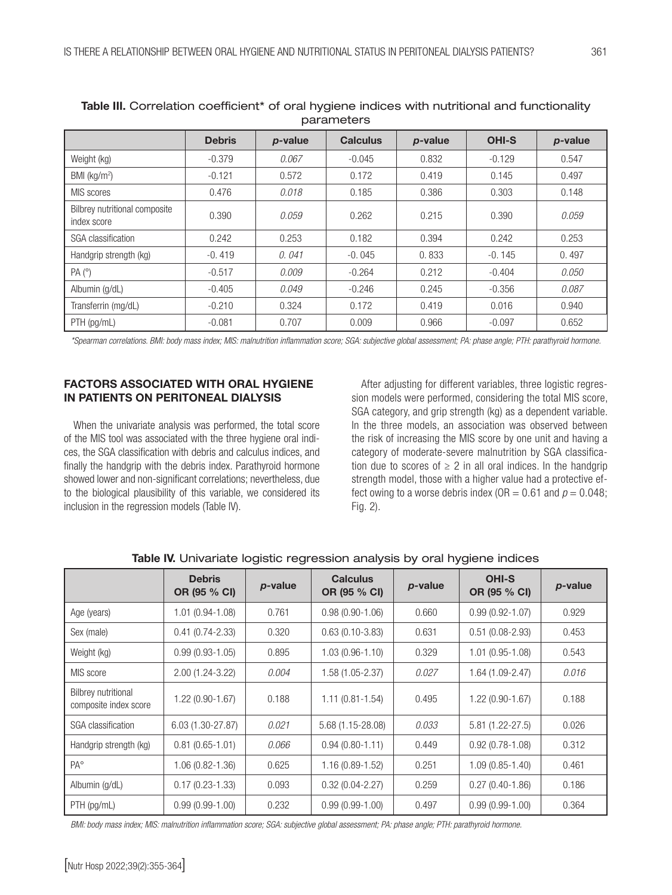**Table III.** Correlation coefficient* of oral hygiene indices with nutritional and functionality parameters

| | Debris | *p*-value | Calculus | *p*-value | OHI-S | *p*-value |
|---|---|---|---|---|---|---|
| Weight (kg) | -0.379 | *0.067* | -0.045 | 0.832 | -0.129 | 0.547 |
| BMI (kg/m$^2$) | -0.121 | 0.572 | 0.172 | 0.419 | 0.145 | 0.497 |
| MIS scores | 0.476 | *0.018* | 0.185 | 0.386 | 0.303 | 0.148 |
| Bilbrey nutritional composite index score | 0.390 | *0.059* | 0.262 | 0.215 | 0.390 | *0.059* |
| SGA classification | 0.242 | 0.253 | 0.182 | 0.394 | 0.242 | 0.253 |
| Handgrip strength (kg) | -0. 419 | *0. 041* | -0. 045 | 0. 833 | -0. 145 | 0. 497 |
| PA (°) | -0.517 | *0.009* | -0.264 | 0.212 | -0.404 | *0.050* |
| Albumin (g/dL) | -0.405 | *0.049* | -0.246 | 0.245 | -0.356 | *0.087* |
| Transferrin (mg/dL) | -0.210 | 0.324 | 0.172 | 0.419 | 0.016 | 0.940 |
| PTH (pg/mL) | -0.081 | 0.707 | 0.009 | 0.966 | -0.097 | 0.652 |

*\*Spearman correlations. BMI: body mass index; MIS: malnutrition inflammation score; SGA: subjective global assessment; PA: phase angle; PTH: parathyroid hormone.*

## FACTORS ASSOCIATED WITH ORAL HYGIENE IN PATIENTS ON PERITONEAL DIALYSIS

When the univariate analysis was performed, the total score of the MIS tool was associated with the three hygiene oral indices, the SGA classification with debris and calculus indices, and finally the handgrip with the debris index. Parathyroid hormone showed lower and non-significant correlations; nevertheless, due to the biological plausibility of this variable, we considered its inclusion in the regression models (Table IV).

After adjusting for different variables, three logistic regression models were performed, considering the total MIS score, SGA category, and grip strength (kg) as a dependent variable. In the three models, an association was observed between the risk of increasing the MIS score by one unit and having a category of moderate-severe malnutrition by SGA classification due to scores of $\geq 2$ in all oral indices. In the handgrip strength model, those with a higher value had a protective effect owing to a worse debris index (OR = 0.61 and $p = 0.048$; Fig. 2).

**Table IV.** Univariate logistic regression analysis by oral hygiene indices

| | Debris OR (95 % CI) | *p*-value | Calculus OR (95 % CI) | *p*-value | OHI-S OR (95 % CI) | *p*-value |
|---|---|---|---|---|---|---|
| Age (years) | 1.01 (0.94-1.08) | 0.761 | 0.98 (0.90-1.06) | 0.660 | 0.99 (0.92-1.07) | 0.929 |
| Sex (male) | 0.41 (0.74-2.33) | 0.320 | 0.63 (0.10-3.83) | 0.631 | 0.51 (0.08-2.93) | 0.453 |
| Weight (kg) | 0.99 (0.93-1.05) | 0.895 | 1.03 (0.96-1.10) | 0.329 | 1.01 (0.95-1.08) | 0.543 |
| MIS score | 2.00 (1.24-3.22) | *0.004* | 1.58 (1.05-2.37) | *0.027* | 1.64 (1.09-2.47) | *0.016* |
| Bilbrey nutritional composite index score | 1.22 (0.90-1.67) | 0.188 | 1.11 (0.81-1.54) | 0.495 | 1.22 (0.90-1.67) | 0.188 |
| SGA classification | 6.03 (1.30-27.87) | *0.021* | 5.68 (1.15-28.08) | *0.033* | 5.81 (1.22-27.5) | 0.026 |
| Handgrip strength (kg) | 0.81 (0.65-1.01) | *0.066* | 0.94 (0.80-1.11) | 0.449 | 0.92 (0.78-1.08) | 0.312 |
| PA° | 1.06 (0.82-1.36) | 0.625 | 1.16 (0.89-1.52) | 0.251 | 1.09 (0.85-1.40) | 0.461 |
| Albumin (g/dL) | 0.17 (0.23-1.33) | 0.093 | 0.32 (0.04-2.27) | 0.259 | 0.27 (0.40-1.86) | 0.186 |
| PTH (pg/mL) | 0.99 (0.99-1.00) | 0.232 | 0.99 (0.99-1.00) | 0.497 | 0.99 (0.99-1.00) | 0.364 |

*BMI: body mass index; MIS: malnutrition inflammation score; SGA: subjective global assessment; PA: phase angle; PTH: parathyroid hormone.*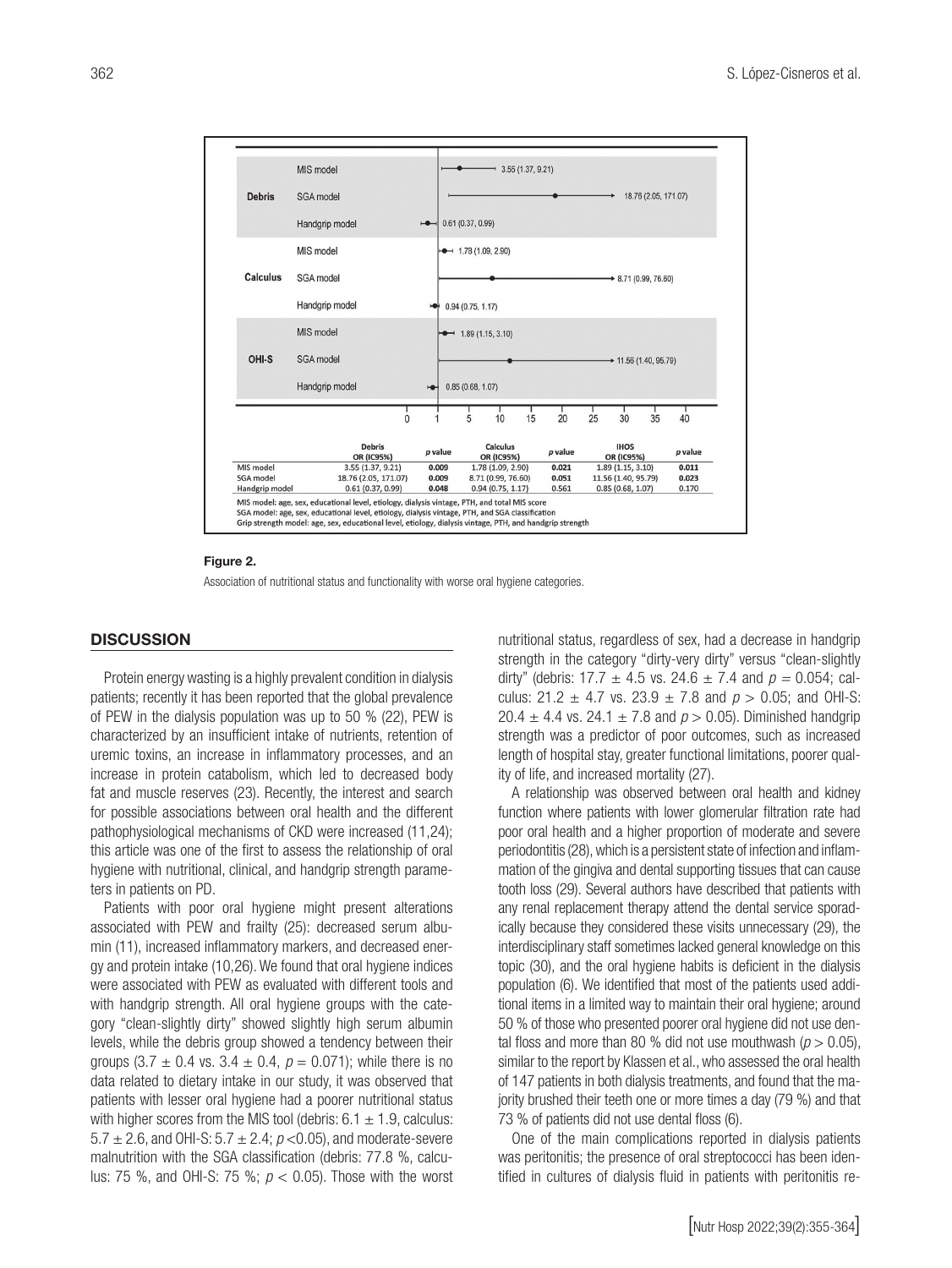| | Debris OR (IC95%) | p value | Calculus OR (IC95%) | p value | IHOS OR (IC95%) | p value |
|---|---|---|---|---|---|---|
| MIS model | 3.55 (1.37, 9.21) | **0.009** | 1.78 (1.09, 2.90) | **0.021** | 1.89 (1.15, 3.10) | **0.011** |
| SGA model | 18.76 (2.05, 171.07) | **0.009** | 8.71 (0.99, 76.60) | 0.051 | 11.56 (1.40, 95.79) | **0.023** |
| Handgrip model | 0.61 (0.37, 0.99) | **0.048** | 0.94 (0.75, 1.17) | 0.561 | 0.85 (0.68, 1.07) | 0.170 |

MIS model: age, sex, educational level, etiology, dialysis vintage, PTH, and total MIS score
SGA model: age, sex, educational level, etiology, dialysis vintage, PTH, and SGA classification
Grip strength model: age, sex, educational level, etiology, dialysis vintage, PTH, and handgrip strength

**Figure 2.**

Association of nutritional status and functionality with worse oral hygiene categories.

## DISCUSSION

Protein energy wasting is a highly prevalent condition in dialysis patients; recently it has been reported that the global prevalence of PEW in the dialysis population was up to 50 % (22), PEW is characterized by an insufficient intake of nutrients, retention of uremic toxins, an increase in inflammatory processes, and an increase in protein catabolism, which led to decreased body fat and muscle reserves (23). Recently, the interest and search for possible associations between oral health and the different pathophysiological mechanisms of CKD were increased (11,24); this article was one of the first to assess the relationship of oral hygiene with nutritional, clinical, and handgrip strength parameters in patients on PD.

Patients with poor oral hygiene might present alterations associated with PEW and frailty (25): decreased serum albumin (11), increased inflammatory markers, and decreased energy and protein intake (10,26). We found that oral hygiene indices were associated with PEW as evaluated with different tools and with handgrip strength. All oral hygiene groups with the category "clean-slightly dirty" showed slightly high serum albumin levels, while the debris group showed a tendency between their groups ($3.7 \pm 0.4$ vs. $3.4 \pm 0.4$, $p = 0.071$); while there is no data related to dietary intake in our study, it was observed that patients with lesser oral hygiene had a poorer nutritional status with higher scores from the MIS tool (debris: $6.1 \pm 1.9$, calculus: $5.7 \pm 2.6$, and OHI-S: $5.7 \pm 2.4$; $p < 0.05$), and moderate-severe malnutrition with the SGA classification (debris: 77.8 %, calculus: 75 %, and OHI-S: 75 %; $p < 0.05$). Those with the worst nutritional status, regardless of sex, had a decrease in handgrip strength in the category "dirty-very dirty" versus "clean-slightly dirty" (debris: $17.7 \pm 4.5$ vs. $24.6 \pm 7.4$ and $p = 0.054$; calculus: $21.2 \pm 4.7$ vs. $23.9 \pm 7.8$ and $p > 0.05$; and OHI-S: $20.4 \pm 4.4$ vs. $24.1 \pm 7.8$ and $p > 0.05$). Diminished handgrip strength was a predictor of poor outcomes, such as increased length of hospital stay, greater functional limitations, poorer quality of life, and increased mortality (27).

A relationship was observed between oral health and kidney function where patients with lower glomerular filtration rate had poor oral health and a higher proportion of moderate and severe periodontitis (28), which is a persistent state of infection and inflammation of the gingiva and dental supporting tissues that can cause tooth loss (29). Several authors have described that patients with any renal replacement therapy attend the dental service sporadically because they considered these visits unnecessary (29), the interdisciplinary staff sometimes lacked general knowledge on this topic (30), and the oral hygiene habits is deficient in the dialysis population (6). We identified that most of the patients used additional items in a limited way to maintain their oral hygiene; around 50 % of those who presented poorer oral hygiene did not use dental floss and more than 80 % did not use mouthwash ($p > 0.05$), similar to the report by Klassen et al., who assessed the oral health of 147 patients in both dialysis treatments, and found that the majority brushed their teeth one or more times a day (79 %) and that 73 % of patients did not use dental floss (6).

One of the main complications reported in dialysis patients was peritonitis; the presence of oral streptococci has been identified in cultures of dialysis fluid in patients with peritonitis re-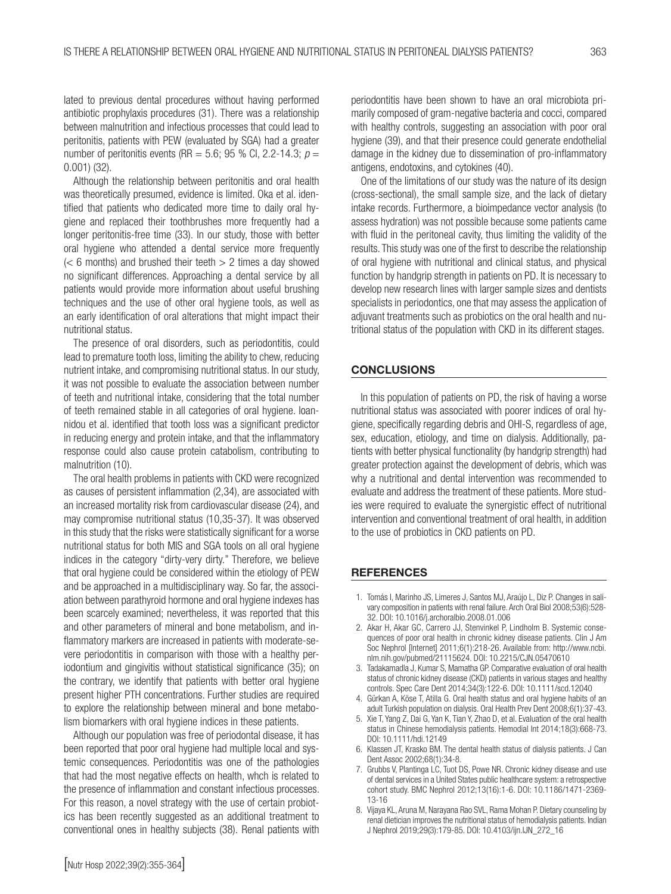lated to previous dental procedures without having performed antibiotic prophylaxis procedures (31). There was a relationship between malnutrition and infectious processes that could lead to peritonitis, patients with PEW (evaluated by SGA) had a greater number of peritonitis events (RR = 5.6; 95 % CI, 2.2-14.3; $p$ = 0.001) (32).

Although the relationship between peritonitis and oral health was theoretically presumed, evidence is limited. Oka et al. identified that patients who dedicated more time to daily oral hygiene and replaced their toothbrushes more frequently had a longer peritonitis-free time (33). In our study, those with better oral hygiene who attended a dental service more frequently (< 6 months) and brushed their teeth > 2 times a day showed no significant differences. Approaching a dental service by all patients would provide more information about useful brushing techniques and the use of other oral hygiene tools, as well as an early identification of oral alterations that might impact their nutritional status.

The presence of oral disorders, such as periodontitis, could lead to premature tooth loss, limiting the ability to chew, reducing nutrient intake, and compromising nutritional status. In our study, it was not possible to evaluate the association between number of teeth and nutritional intake, considering that the total number of teeth remained stable in all categories of oral hygiene. Ioannidou et al. identified that tooth loss was a significant predictor in reducing energy and protein intake, and that the inflammatory response could also cause protein catabolism, contributing to malnutrition (10).

The oral health problems in patients with CKD were recognized as causes of persistent inflammation (2,34), are associated with an increased mortality risk from cardiovascular disease (24), and may compromise nutritional status (10,35-37). It was observed in this study that the risks were statistically significant for a worse nutritional status for both MIS and SGA tools on all oral hygiene indices in the category "dirty-very dirty." Therefore, we believe that oral hygiene could be considered within the etiology of PEW and be approached in a multidisciplinary way. So far, the association between parathyroid hormone and oral hygiene indexes has been scarcely examined; nevertheless, it was reported that this and other parameters of mineral and bone metabolism, and inflammatory markers are increased in patients with moderate-severe periodontitis in comparison with those with a healthy periodontium and gingivitis without statistical significance (35); on the contrary, we identify that patients with better oral hygiene present higher PTH concentrations. Further studies are required to explore the relationship between mineral and bone metabolism biomarkers with oral hygiene indices in these patients.

Although our population was free of periodontal disease, it has been reported that poor oral hygiene had multiple local and systemic consequences. Periodontitis was one of the pathologies that had the most negative effects on health, whch is related to the presence of inflammation and constant infectious processes. For this reason, a novel strategy with the use of certain probiotics has been recently suggested as an additional treatment to conventional ones in healthy subjects (38). Renal patients with periodontitis have been shown to have an oral microbiota primarily composed of gram-negative bacteria and cocci, compared with healthy controls, suggesting an association with poor oral hygiene (39), and that their presence could generate endothelial damage in the kidney due to dissemination of pro-inflammatory antigens, endotoxins, and cytokines (40).

One of the limitations of our study was the nature of its design (cross-sectional), the small sample size, and the lack of dietary intake records. Furthermore, a bioimpedance vector analysis (to assess hydration) was not possible because some patients came with fluid in the peritoneal cavity, thus limiting the validity of the results. This study was one of the first to describe the relationship of oral hygiene with nutritional and clinical status, and physical function by handgrip strength in patients on PD. It is necessary to develop new research lines with larger sample sizes and dentists specialists in periodontics, one that may assess the application of adjuvant treatments such as probiotics on the oral health and nutritional status of the population with CKD in its different stages.

## CONCLUSIONS

In this population of patients on PD, the risk of having a worse nutritional status was associated with poorer indices of oral hygiene, specifically regarding debris and OHI-S, regardless of age, sex, education, etiology, and time on dialysis. Additionally, patients with better physical functionality (by handgrip strength) had greater protection against the development of debris, which was why a nutritional and dental intervention was recommended to evaluate and address the treatment of these patients. More studies were required to evaluate the synergistic effect of nutritional intervention and conventional treatment of oral health, in addition to the use of probiotics in CKD patients on PD.

## REFERENCES

1. Tomás I, Marinho JS, Limeres J, Santos MJ, Araújo L, Diz P. Changes in salivary composition in patients with renal failure. Arch Oral Biol 2008;53(6):528-32. DOI: 10.1016/j.archoralbio.2008.01.006
2. Akar H, Akar GC, Carrero JJ, Stenvinkel P, Lindholm B. Systemic consequences of poor oral health in chronic kidney disease patients. Clin J Am Soc Nephrol [Internet] 2011;6(1):218-26. Available from: http://www.ncbi.nlm.nih.gov/pubmed/21115624. DOI: 10.2215/CJN.05470610
3. Tadakamadla J, Kumar S, Mamatha GP. Comparative evaluation of oral health status of chronic kidney disease (CKD) patients in various stages and healthy controls. Spec Care Dent 2014;34(3):122-6. DOI: 10.1111/scd.12040
4. Gürkan A, Köse T, Atilla G. Oral health status and oral hygiene habits of an adult Turkish population on dialysis. Oral Health Prev Dent 2008;6(1):37-43.
5. Xie T, Yang Z, Dai G, Yan K, Tian Y, Zhao D, et al. Evaluation of the oral health status in Chinese hemodialysis patients. Hemodial Int 2014;18(3):668-73. DOI: 10.1111/hdi.12149
6. Klassen JT, Krasko BM. The dental health status of dialysis patients. J Can Dent Assoc 2002;68(1):34-8.
7. Grubbs V, Plantinga LC, Tuot DS, Powe NR. Chronic kidney disease and use of dental services in a United States public healthcare system: a retrospective cohort study. BMC Nephrol 2012;13(16):1-6. DOI: 10.1186/1471-2369-13-16
8. Vijaya KL, Aruna M, Narayana Rao SVL, Rama Mohan P. Dietary counseling by renal dietician improves the nutritional status of hemodialysis patients. Indian J Nephrol 2019;29(3):179-85. DOI: 10.4103/ijn.IJN_272_16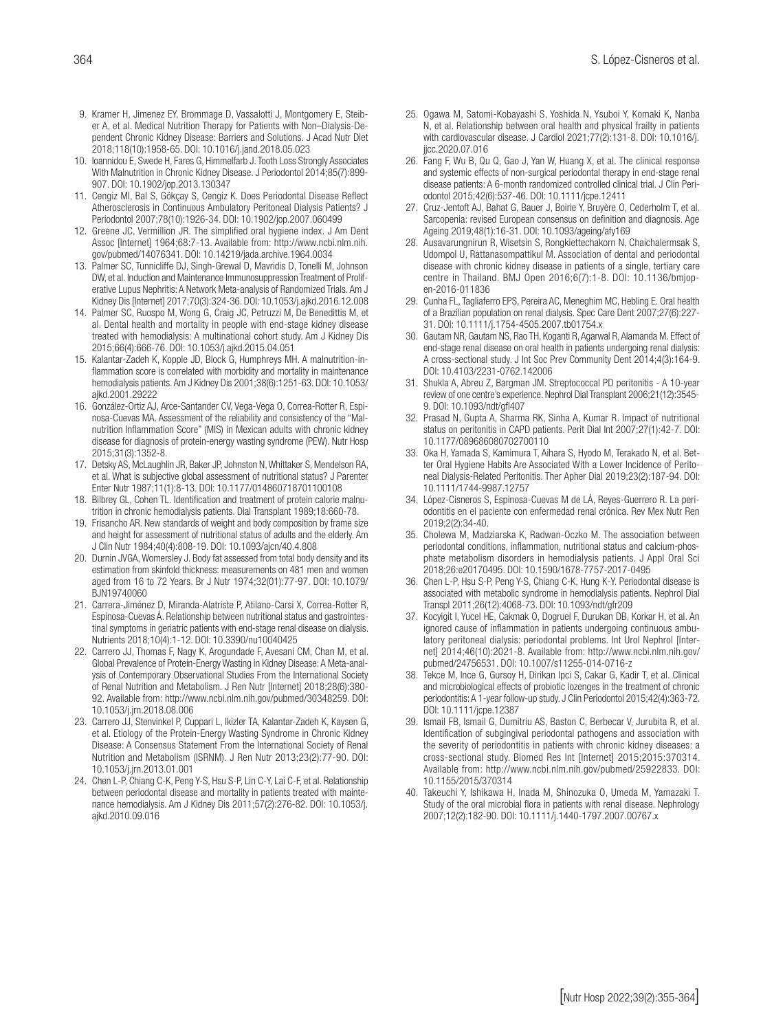9. Kramer H, Jimenez EY, Brommage D, Vassalotti J, Montgomery E, Steiber A, et al. Medical Nutrition Therapy for Patients with Non–Dialysis-Dependent Chronic Kidney Disease: Barriers and Solutions. J Acad Nutr Diet 2018;118(10):1958-65. DOI: 10.1016/j.jand.2018.05.023
10. Ioannidou E, Swede H, Fares G, Himmelfarb J. Tooth Loss Strongly Associates With Malnutrition in Chronic Kidney Disease. J Periodontol 2014;85(7):899-907. DOI: 10.1902/jop.2013.130347
11. Cengiz MI, Bal S, Gökçay S, Cengiz K. Does Periodontal Disease Reflect Atherosclerosis in Continuous Ambulatory Peritoneal Dialysis Patients? J Periodontol 2007;78(10):1926-34. DOI: 10.1902/jop.2007.060499
12. Greene JC, Vermillion JR. The simplified oral hygiene index. J Am Dent Assoc [Internet] 1964;68:7-13. Available from: http://www.ncbi.nlm.nih.gov/pubmed/14076341. DOI: 10.14219/jada.archive.1964.0034
13. Palmer SC, Tunnicliffe DJ, Singh-Grewal D, Mavridis D, Tonelli M, Johnson DW, et al. Induction and Maintenance Immunosuppression Treatment of Proliferative Lupus Nephritis: A Network Meta-analysis of Randomized Trials. Am J Kidney Dis [Internet] 2017;70(3):324-36. DOI: 10.1053/j.ajkd.2016.12.008
14. Palmer SC, Ruospo M, Wong G, Craig JC, Petruzzi M, De Benedittis M, et al. Dental health and mortality in people with end-stage kidney disease treated with hemodialysis: A multinational cohort study. Am J Kidney Dis 2015;66(4):666-76. DOI: 10.1053/j.ajkd.2015.04.051
15. Kalantar-Zadeh K, Kopple JD, Block G, Humphreys MH. A malnutrition-inflammation score is correlated with morbidity and mortality in maintenance hemodialysis patients. Am J Kidney Dis 2001;38(6):1251-63. DOI: 10.1053/ajkd.2001.29222
16. González-Ortiz AJ, Arce-Santander CV, Vega-Vega O, Correa-Rotter R, Espinosa-Cuevas MA. Assessment of the reliability and consistency of the "Malnutrition Inflammation Score" (MIS) in Mexican adults with chronic kidney disease for diagnosis of protein-energy wasting syndrome (PEW). Nutr Hosp 2015;31(3):1352-8.
17. Detsky AS, McLaughlin JR, Baker JP, Johnston N, Whittaker S, Mendelson RA, et al. What is subjective global assessment of nutritional status? J Parenter Enter Nutr 1987;11(1):8-13. DOI: 10.1177/014860718701100108
18. Bilbrey GL, Cohen TL. Identification and treatment of protein calorie malnutrition in chronic hemodialysis patients. Dial Transplant 1989;18:660-78.
19. Frisancho AR. New standards of weight and body composition by frame size and height for assessment of nutritional status of adults and the elderly. Am J Clin Nutr 1984;40(4):808-19. DOI: 10.1093/ajcn/40.4.808
20. Durnin JVGA, Womersley J. Body fat assessed from total body density and its estimation from skinfold thickness: measurements on 481 men and women aged from 16 to 72 Years. Br J Nutr 1974;32(01):77-97. DOI: 10.1079/BJN19740060
21. Carrera-Jiménez D, Miranda-Alatriste P, Atilano-Carsi X, Correa-Rotter R, Espinosa-Cuevas Á. Relationship between nutritional status and gastrointestinal symptoms in geriatric patients with end-stage renal disease on dialysis. Nutrients 2018;10(4):1-12. DOI: 10.3390/nu10040425
22. Carrero JJ, Thomas F, Nagy K, Arogundade F, Avesani CM, Chan M, et al. Global Prevalence of Protein-Energy Wasting in Kidney Disease: A Meta-analysis of Contemporary Observational Studies From the International Society of Renal Nutrition and Metabolism. J Ren Nutr [Internet] 2018;28(6):380-92. Available from: http://www.ncbi.nlm.nih.gov/pubmed/30348259. DOI: 10.1053/j.jrn.2018.08.006
23. Carrero JJ, Stenvinkel P, Cuppari L, Ikizler TA, Kalantar-Zadeh K, Kaysen G, et al. Etiology of the Protein-Energy Wasting Syndrome in Chronic Kidney Disease: A Consensus Statement From the International Society of Renal Nutrition and Metabolism (ISRNM). J Ren Nutr 2013;23(2):77-90. DOI: 10.1053/j.jrn.2013.01.001
24. Chen L-P, Chiang C-K, Peng Y-S, Hsu S-P, Lin C-Y, Lai C-F, et al. Relationship between periodontal disease and mortality in patients treated with maintenance hemodialysis. Am J Kidney Dis 2011;57(2):276-82. DOI: 10.1053/j.ajkd.2010.09.016
25. Ogawa M, Satomi-Kobayashi S, Yoshida N, Ysuboi Y, Komaki K, Nanba N, et al. Relationship between oral health and physical frailty in patients with cardiovascular disease. J Cardiol 2021;77(2):131-8. DOI: 10.1016/j.jjcc.2020.07.016
26. Fang F, Wu B, Qu Q, Gao J, Yan W, Huang X, et al. The clinical response and systemic effects of non-surgical periodontal therapy in end-stage renal disease patients: A 6-month randomized controlled clinical trial. J Clin Periodontol 2015;42(6):537-46. DOI: 10.1111/jcpe.12411
27. Cruz-Jentoft AJ, Bahat G, Bauer J, Boirie Y, Bruyère O, Cederholm T, et al. Sarcopenia: revised European consensus on definition and diagnosis. Age Ageing 2019;48(1):16-31. DOI: 10.1093/ageing/afy169
28. Ausavarungnirun R, Wisetsin S, Rongkiettechakorn N, Chaichalermsak S, Udompol U, Rattanasompattikul M. Association of dental and periodontal disease with chronic kidney disease in patients of a single, tertiary care centre in Thailand. BMJ Open 2016;6(7):1-8. DOI: 10.1136/bmjopen-2016-011836
29. Cunha FL, Tagliaferro EPS, Pereira AC, Meneghim MC, Hebling E. Oral health of a Brazilian population on renal dialysis. Spec Care Dent 2007;27(6):227-31. DOI: 10.1111/j.1754-4505.2007.tb01754.x
30. Gautam NR, Gautam NS, Rao TH, Koganti R, Agarwal R, Alamanda M. Effect of end-stage renal disease on oral health in patients undergoing renal dialysis: A cross-sectional study. J Int Soc Prev Community Dent 2014;4(3):164-9. DOI: 10.4103/2231-0762.142006
31. Shukla A, Abreu Z, Bargman JM. Streptococcal PD peritonitis - A 10-year review of one centre's experience. Nephrol Dial Transplant 2006;21(12):3545-9. DOI: 10.1093/ndt/gfl407
32. Prasad N, Gupta A, Sharma RK, Sinha A, Kumar R. Impact of nutritional status on peritonitis in CAPD patients. Perit Dial Int 2007;27(1):42-7. DOI: 10.1177/089686080702700110
33. Oka H, Yamada S, Kamimura T, Aihara S, Hyodo M, Terakado N, et al. Better Oral Hygiene Habits Are Associated With a Lower Incidence of Peritoneal Dialysis-Related Peritonitis. Ther Apher Dial 2019;23(2):187-94. DOI: 10.1111/1744-9987.12757
34. López-Cisneros S, Espinosa-Cuevas M de LÁ, Reyes-Guerrero R. La periodontitis en el paciente con enfermedad renal crónica. Rev Mex Nutr Ren 2019;2(2):34-40.
35. Cholewa M, Madziarska K, Radwan-Oczko M. The association between periodontal conditions, inflammation, nutritional status and calcium-phosphate metabolism disorders in hemodialysis patients. J Appl Oral Sci 2018;26:e20170495. DOI: 10.1590/1678-7757-2017-0495
36. Chen L-P, Hsu S-P, Peng Y-S, Chiang C-K, Hung K-Y. Periodontal disease is associated with metabolic syndrome in hemodialysis patients. Nephrol Dial Transpl 2011;26(12):4068-73. DOI: 10.1093/ndt/gfr209
37. Kocyigit I, Yucel HE, Cakmak O, Dogruel F, Durukan DB, Korkar H, et al. An ignored cause of inflammation in patients undergoing continuous ambulatory peritoneal dialysis: periodontal problems. Int Urol Nephrol [Internet] 2014;46(10):2021-8. Available from: http://www.ncbi.nlm.nih.gov/pubmed/24756531. DOI: 10.1007/s11255-014-0716-z
38. Tekce M, Ince G, Gursoy H, Dirikan Ipci S, Cakar G, Kadir T, et al. Clinical and microbiological effects of probiotic lozenges in the treatment of chronic periodontitis: A 1-year follow-up study. J Clin Periodontol 2015;42(4):363-72. DOI: 10.1111/jcpe.12387
39. Ismail FB, Ismail G, Dumitriu AS, Baston C, Berbecar V, Jurubita R, et al. Identification of subgingival periodontal pathogens and association with the severity of periodontitis in patients with chronic kidney diseases: a cross-sectional study. Biomed Res Int [Internet] 2015;2015:370314. Available from: http://www.ncbi.nlm.nih.gov/pubmed/25922833. DOI: 10.1155/2015/370314
40. Takeuchi Y, Ishikawa H, Inada M, Shinozuka O, Umeda M, Yamazaki T. Study of the oral microbial flora in patients with renal disease. Nephrology 2007;12(2):182-90. DOI: 10.1111/j.1440-1797.2007.00767.x